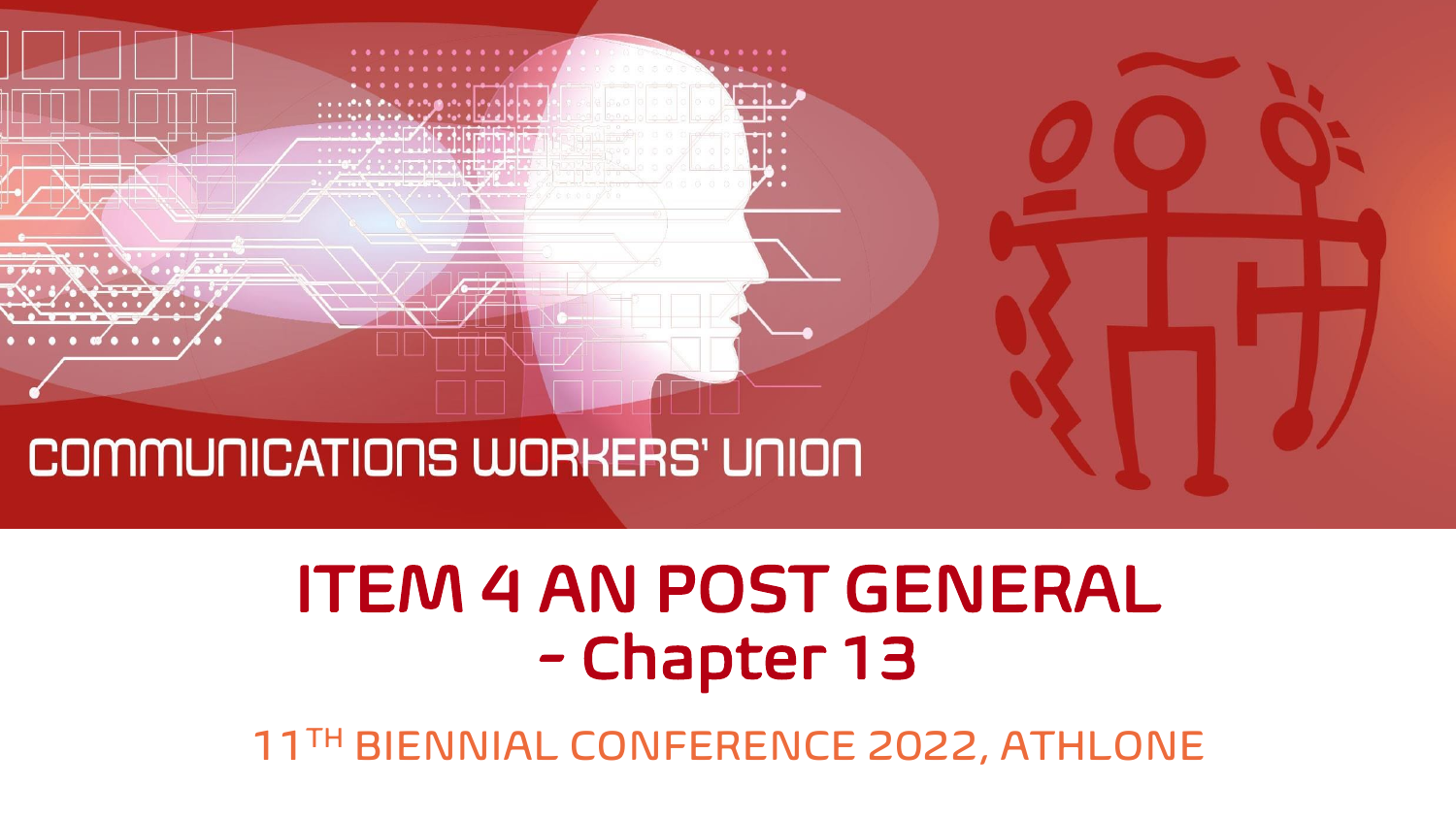COMMUNICATIONS WORKERS' UNION

# ITEM 4 AN POST GENERAL - Chapter 13

11TH BIENNIAL CONFERENCE 2022, ATHLONE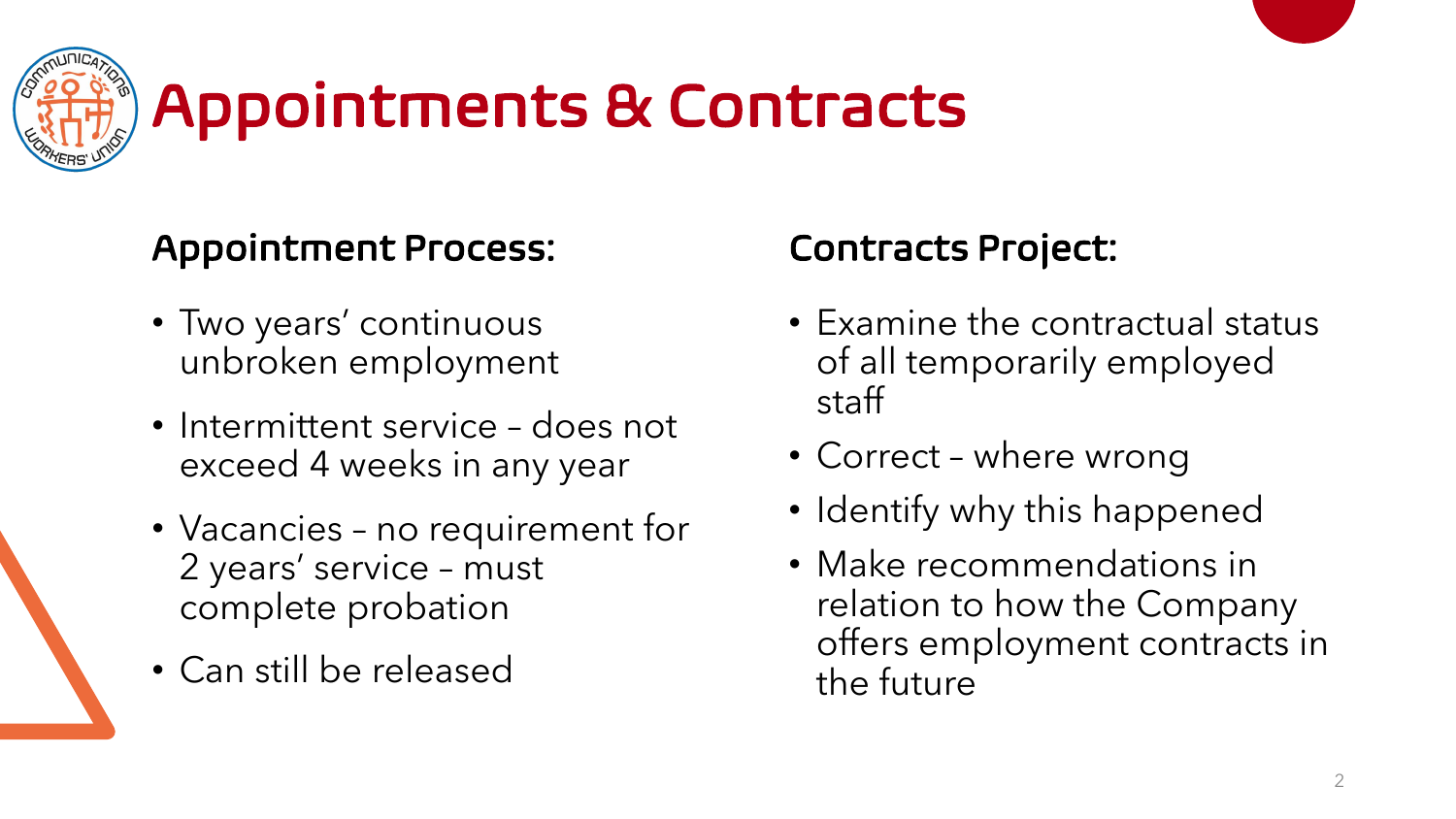# Appointments & Contracts

## Appointment Process:

- Two years' continuous unbroken employment
- Intermittent service – does not exceed 4 weeks in any year
- Vacancies – no requirement for 2 years' service – must complete probation
- Can still be released

## Contracts Project:

- Examine the contractual status of all temporarily employed staff
- Correct – where wrong
- Identify why this happened
- Make recommendations in relation to how the Company offers employment contracts in the future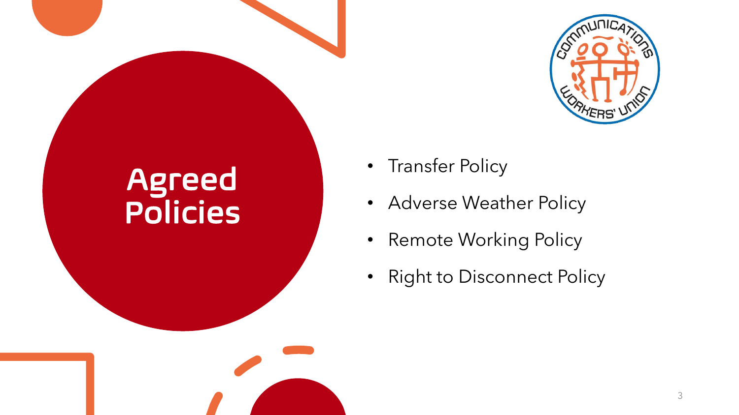# Agreed Policies

- Transfer Policy
- Adverse Weather Policy
- Remote Working Policy
- Right to Disconnect Policy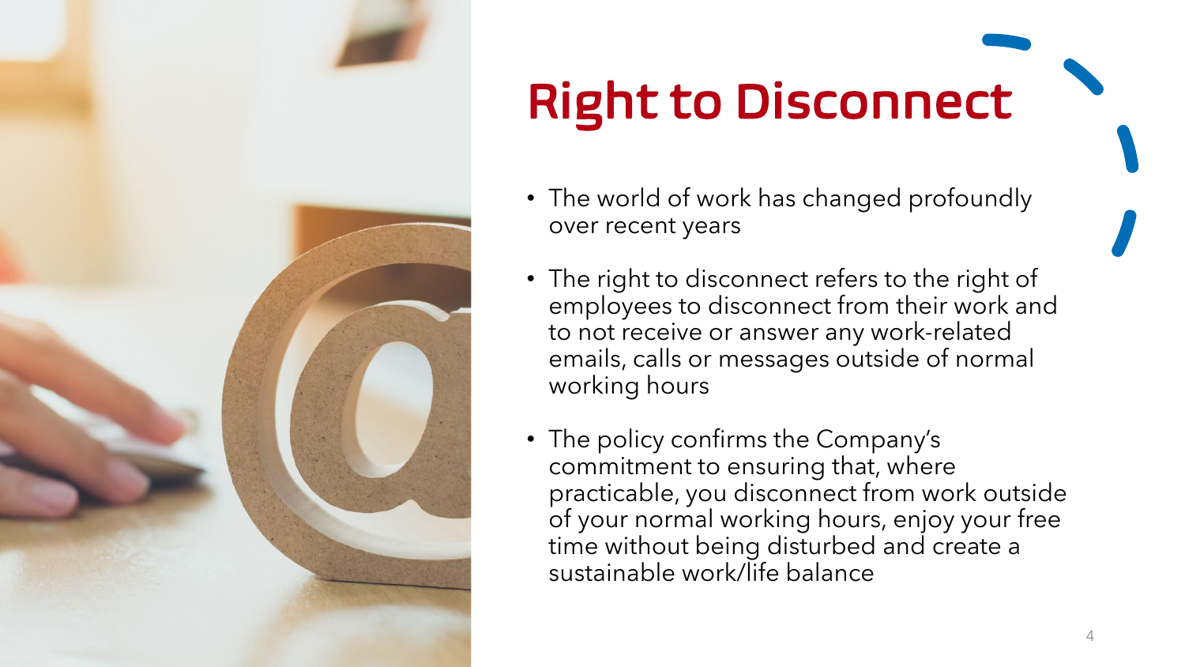# Right to Disconnect

- The world of work has changed profoundly over recent years
- The right to disconnect refers to the right of employees to disconnect from their work and to not receive or answer any work-related emails, calls or messages outside of normal working hours
- The policy confirms the Company's commitment to ensuring that, where practicable, you disconnect from work outside of your normal working hours, enjoy your free time without being disturbed and create a sustainable work/life balance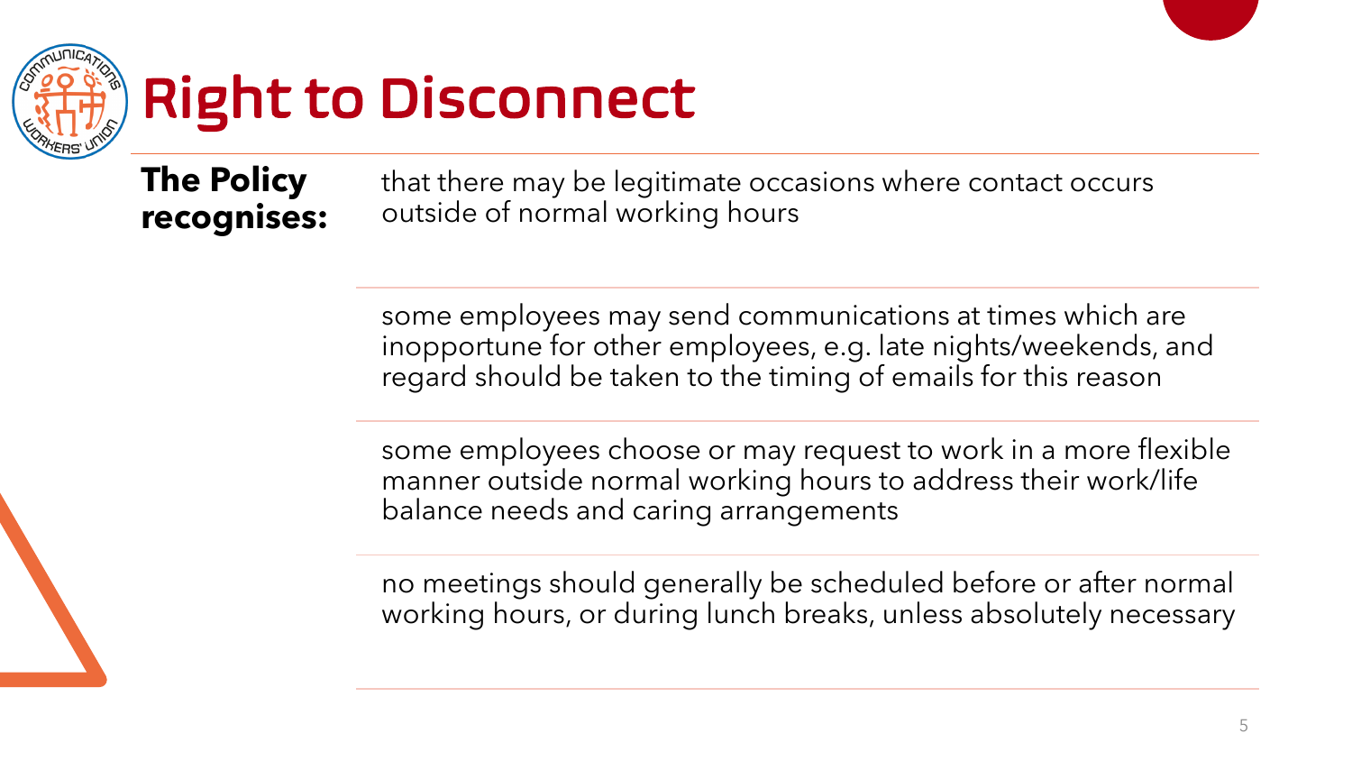# Right to Disconnect

**The Policy recognises:**

- that there may be legitimate occasions where contact occurs outside of normal working hours
- some employees may send communications at times which are inopportune for other employees, e.g. late nights/weekends, and regard should be taken to the timing of emails for this reason
- some employees choose or may request to work in a more flexible manner outside normal working hours to address their work/life balance needs and caring arrangements
- no meetings should generally be scheduled before or after normal working hours, or during lunch breaks, unless absolutely necessary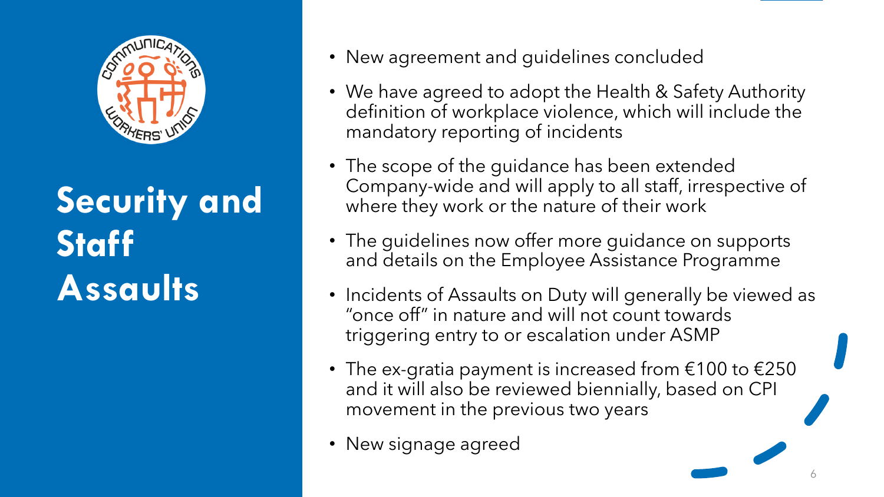# Security and Staff Assaults

- New agreement and guidelines concluded
- We have agreed to adopt the Health & Safety Authority definition of workplace violence, which will include the mandatory reporting of incidents
- The scope of the guidance has been extended Company-wide and will apply to all staff, irrespective of where they work or the nature of their work
- The guidelines now offer more guidance on supports and details on the Employee Assistance Programme
- Incidents of Assaults on Duty will generally be viewed as "once off" in nature and will not count towards triggering entry to or escalation under ASMP
- The ex-gratia payment is increased from €100 to €250 and it will also be reviewed biennially, based on CPI movement in the previous two years
- New signage agreed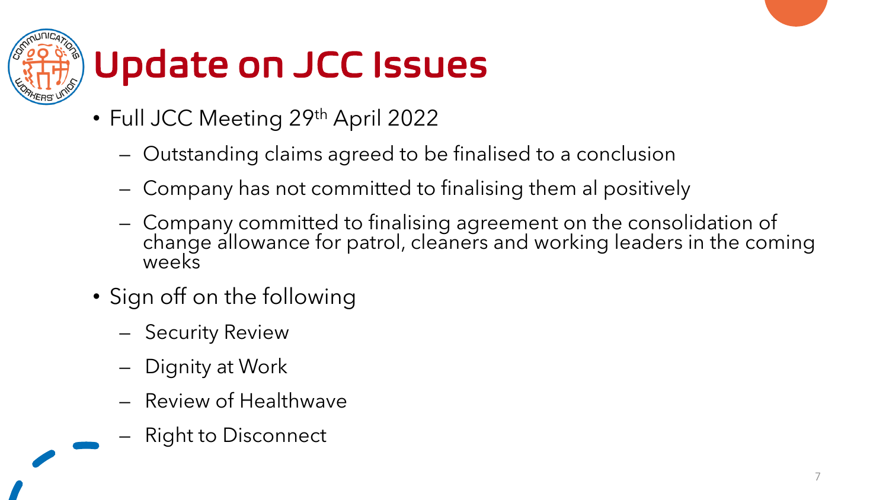# Update on JCC Issues

- Full JCC Meeting 29th April 2022
  - Outstanding claims agreed to be finalised to a conclusion
  - Company has not committed to finalising them al positively
  - Company committed to finalising agreement on the consolidation of change allowance for patrol, cleaners and working leaders in the coming weeks
- Sign off on the following
  - Security Review
  - Dignity at Work
  - Review of Healthwave
  - Right to Disconnect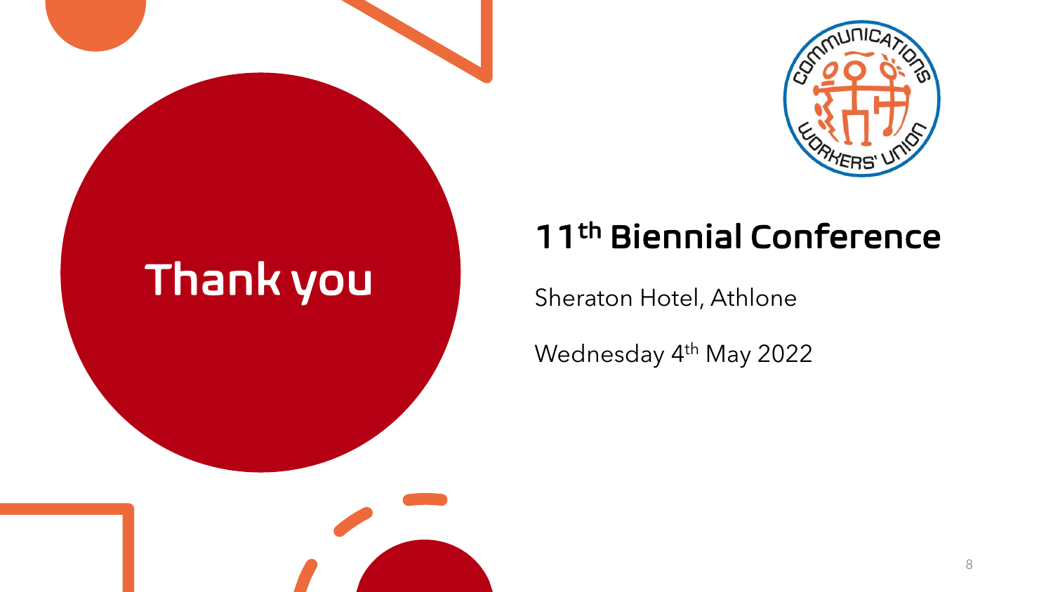# Thank you

## 11th Biennial Conference

Sheraton Hotel, Athlone

Wednesday 4th May 2022